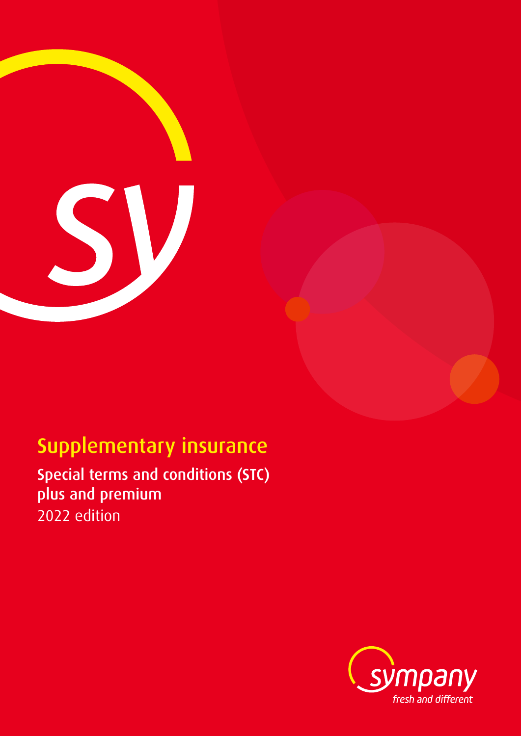# Supplementary insurance

## Special terms and conditions (STC) plus and premium

2022 edition

sympany

*fresh and different*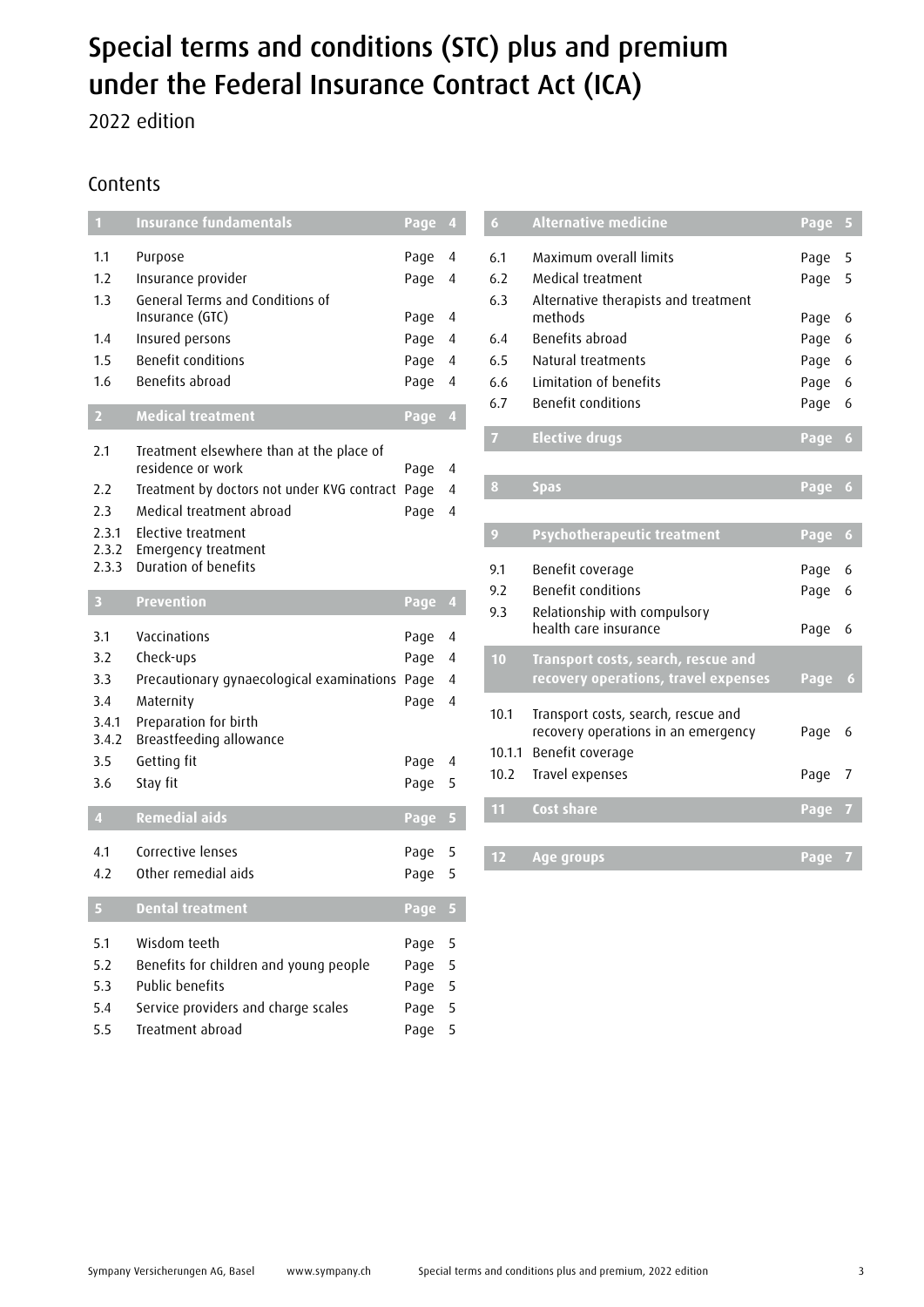# Special terms and conditions (STC) plus and premium under the Federal Insurance Contract Act (ICA)

2022 edition

## Contents

| | | |
|---|---|---|
| **1** | **Insurance fundamentals** | **Page 4** |
| 1.1 | Purpose | Page 4 |
| 1.2 | Insurance provider | Page 4 |
| 1.3 | General Terms and Conditions of Insurance (GTC) | Page 4 |
| 1.4 | Insured persons | Page 4 |
| 1.5 | Benefit conditions | Page 4 |
| 1.6 | Benefits abroad | Page 4 |
| **2** | **Medical treatment** | **Page 4** |
| 2.1 | Treatment elsewhere than at the place of residence or work | Page 4 |
| 2.2 | Treatment by doctors not under KVG contract | Page 4 |
| 2.3 | Medical treatment abroad | Page 4 |
| 2.3.1 | Elective treatment | |
| 2.3.2 | Emergency treatment | |
| 2.3.3 | Duration of benefits | |
| **3** | **Prevention** | **Page 4** |
| 3.1 | Vaccinations | Page 4 |
| 3.2 | Check-ups | Page 4 |
| 3.3 | Precautionary gynaecological examinations | Page 4 |
| 3.4 | Maternity | Page 4 |
| 3.4.1 | Preparation for birth | |
| 3.4.2 | Breastfeeding allowance | |
| 3.5 | Getting fit | Page 4 |
| 3.6 | Stay fit | Page 5 |
| **4** | **Remedial aids** | **Page 5** |
| 4.1 | Corrective lenses | Page 5 |
| 4.2 | Other remedial aids | Page 5 |
| **5** | **Dental treatment** | **Page 5** |
| 5.1 | Wisdom teeth | Page 5 |
| 5.2 | Benefits for children and young people | Page 5 |
| 5.3 | Public benefits | Page 5 |
| 5.4 | Service providers and charge scales | Page 5 |
| 5.5 | Treatment abroad | Page 5 |
| **6** | **Alternative medicine** | **Page 5** |
| 6.1 | Maximum overall limits | Page 5 |
| 6.2 | Medical treatment | Page 5 |
| 6.3 | Alternative therapists and treatment methods | Page 6 |
| 6.4 | Benefits abroad | Page 6 |
| 6.5 | Natural treatments | Page 6 |
| 6.6 | Limitation of benefits | Page 6 |
| 6.7 | Benefit conditions | Page 6 |
| **7** | **Elective drugs** | **Page 6** |
| **8** | **Spas** | **Page 6** |
| **9** | **Psychotherapeutic treatment** | **Page 6** |
| 9.1 | Benefit coverage | Page 6 |
| 9.2 | Benefit conditions | Page 6 |
| 9.3 | Relationship with compulsory health care insurance | Page 6 |
| **10** | **Transport costs, search, rescue and recovery operations, travel expenses** | **Page 6** |
| 10.1 | Transport costs, search, rescue and recovery operations in an emergency | Page 6 |
| 10.1.1 | Benefit coverage | |
| 10.2 | Travel expenses | Page 7 |
| **11** | **Cost share** | **Page 7** |
| **12** | **Age groups** | **Page 7** |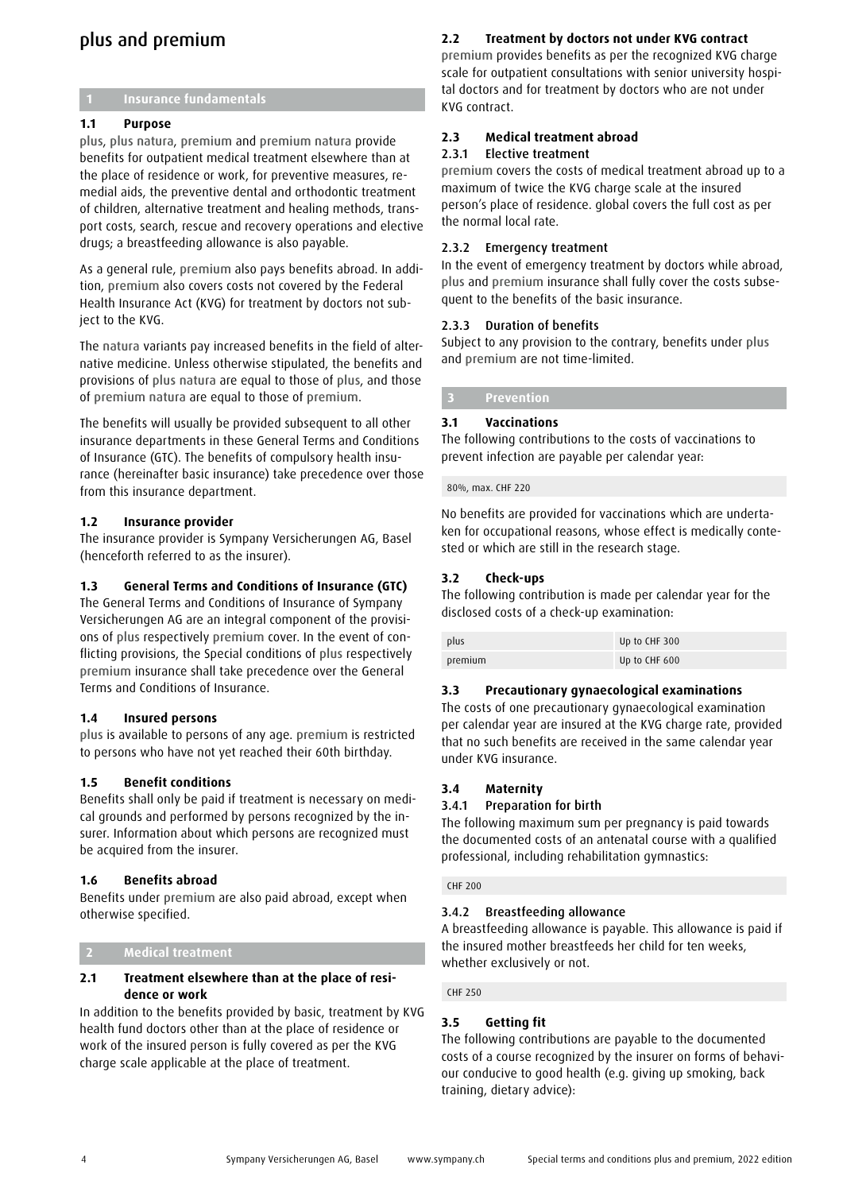# plus and premium

## 1 Insurance fundamentals

### 1.1 Purpose

plus, plus natura, premium and premium natura provide benefits for outpatient medical treatment elsewhere than at the place of residence or work, for preventive measures, remedial aids, the preventive dental and orthodontic treatment of children, alternative treatment and healing methods, transport costs, search, rescue and recovery operations and elective drugs; a breastfeeding allowance is also payable.

As a general rule, premium also pays benefits abroad. In addition, premium also covers costs not covered by the Federal Health Insurance Act (KVG) for treatment by doctors not subject to the KVG.

The natura variants pay increased benefits in the field of alternative medicine. Unless otherwise stipulated, the benefits and provisions of plus natura are equal to those of plus, and those of premium natura are equal to those of premium.

The benefits will usually be provided subsequent to all other insurance departments in these General Terms and Conditions of Insurance (GTC). The benefits of compulsory health insurance (hereinafter basic insurance) take precedence over those from this insurance department.

### 1.2 Insurance provider

The insurance provider is Sympany Versicherungen AG, Basel (henceforth referred to as the insurer).

### 1.3 General Terms and Conditions of Insurance (GTC)

The General Terms and Conditions of Insurance of Sympany Versicherungen AG are an integral component of the provisions of plus respectively premium cover. In the event of conflicting provisions, the Special conditions of plus respectively premium insurance shall take precedence over the General Terms and Conditions of Insurance.

### 1.4 Insured persons

plus is available to persons of any age. premium is restricted to persons who have not yet reached their 60th birthday.

### 1.5 Benefit conditions

Benefits shall only be paid if treatment is necessary on medical grounds and performed by persons recognized by the insurer. Information about which persons are recognized must be acquired from the insurer.

### 1.6 Benefits abroad

Benefits under premium are also paid abroad, except when otherwise specified.

## 2 Medical treatment

### 2.1 Treatment elsewhere than at the place of residence or work

In addition to the benefits provided by basic, treatment by KVG health fund doctors other than at the place of residence or work of the insured person is fully covered as per the KVG charge scale applicable at the place of treatment.

### 2.2 Treatment by doctors not under KVG contract

premium provides benefits as per the recognized KVG charge scale for outpatient consultations with senior university hospital doctors and for treatment by doctors who are not under KVG contract.

### 2.3 Medical treatment abroad

#### 2.3.1 Elective treatment

premium covers the costs of medical treatment abroad up to a maximum of twice the KVG charge scale at the insured person's place of residence. global covers the full cost as per the normal local rate.

#### 2.3.2 Emergency treatment

In the event of emergency treatment by doctors while abroad, plus and premium insurance shall fully cover the costs subsequent to the benefits of the basic insurance.

#### 2.3.3 Duration of benefits

Subject to any provision to the contrary, benefits under plus and premium are not time-limited.

## 3 Prevention

### 3.1 Vaccinations

The following contributions to the costs of vaccinations to prevent infection are payable per calendar year:

80%, max. CHF 220

No benefits are provided for vaccinations which are undertaken for occupational reasons, whose effect is medically contested or which are still in the research stage.

### 3.2 Check-ups

The following contribution is made per calendar year for the disclosed costs of a check-up examination:

| | |
|---|---|
| plus | Up to CHF 300 |
| premium | Up to CHF 600 |

### 3.3 Precautionary gynaecological examinations

The costs of one precautionary gynaecological examination per calendar year are insured at the KVG charge rate, provided that no such benefits are received in the same calendar year under KVG insurance.

### 3.4 Maternity

#### 3.4.1 Preparation for birth

The following maximum sum per pregnancy is paid towards the documented costs of an antenatal course with a qualified professional, including rehabilitation gymnastics:

CHF 200

#### 3.4.2 Breastfeeding allowance

A breastfeeding allowance is payable. This allowance is paid if the insured mother breastfeeds her child for ten weeks, whether exclusively or not.

CHF 250

### 3.5 Getting fit

The following contributions are payable to the documented costs of a course recognized by the insurer on forms of behaviour conducive to good health (e.g. giving up smoking, back training, dietary advice):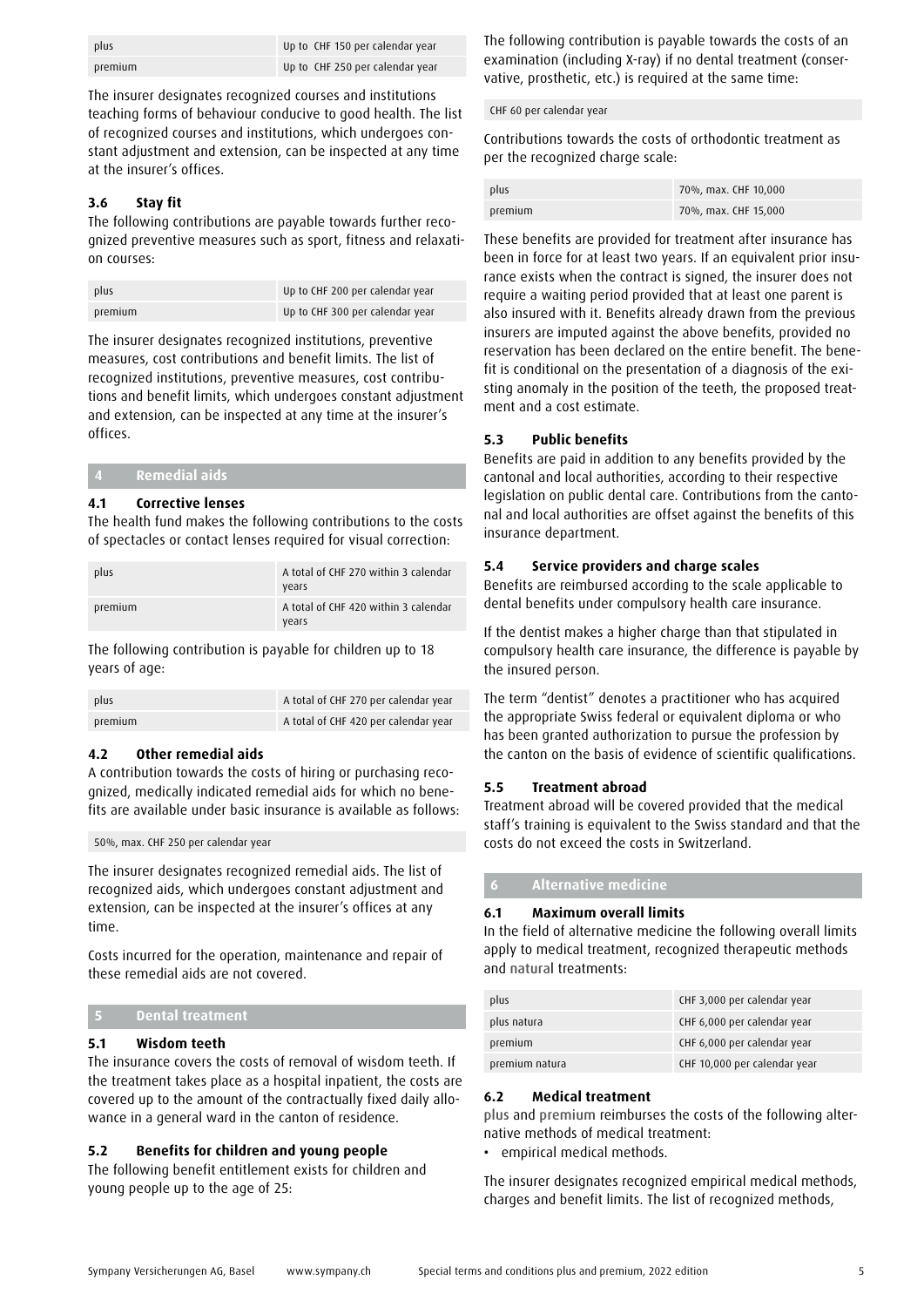| plus | Up to CHF 150 per calendar year |
|---|---|
| premium | Up to CHF 250 per calendar year |

The insurer designates recognized courses and institutions teaching forms of behaviour conducive to good health. The list of recognized courses and institutions, which undergoes constant adjustment and extension, can be inspected at any time at the insurer's offices.

### 3.6 Stay fit

The following contributions are payable towards further recognized preventive measures such as sport, fitness and relaxation courses:

| plus | Up to CHF 200 per calendar year |
|---|---|
| premium | Up to CHF 300 per calendar year |

The insurer designates recognized institutions, preventive measures, cost contributions and benefit limits. The list of recognized institutions, preventive measures, cost contributions and benefit limits, which undergoes constant adjustment and extension, can be inspected at any time at the insurer's offices.

## 4 Remedial aids

### 4.1 Corrective lenses

The health fund makes the following contributions to the costs of spectacles or contact lenses required for visual correction:

| plus | A total of CHF 270 within 3 calendar years |
|---|---|
| premium | A total of CHF 420 within 3 calendar years |

The following contribution is payable for children up to 18 years of age:

| plus | A total of CHF 270 per calendar year |
|---|---|
| premium | A total of CHF 420 per calendar year |

### 4.2 Other remedial aids

A contribution towards the costs of hiring or purchasing recognized, medically indicated remedial aids for which no benefits are available under basic insurance is available as follows:

| 50%, max. CHF 250 per calendar year |
|---|

The insurer designates recognized remedial aids. The list of recognized aids, which undergoes constant adjustment and extension, can be inspected at the insurer's offices at any time.

Costs incurred for the operation, maintenance and repair of these remedial aids are not covered.

## 5 Dental treatment

### 5.1 Wisdom teeth

The insurance covers the costs of removal of wisdom teeth. If the treatment takes place as a hospital inpatient, the costs are covered up to the amount of the contractually fixed daily allowance in a general ward in the canton of residence.

### 5.2 Benefits for children and young people

The following benefit entitlement exists for children and young people up to the age of 25:

The following contribution is payable towards the costs of an examination (including X-ray) if no dental treatment (conservative, prosthetic, etc.) is required at the same time:

| CHF 60 per calendar year |
|---|

Contributions towards the costs of orthodontic treatment as per the recognized charge scale:

| plus | 70%, max. CHF 10,000 |
|---|---|
| premium | 70%, max. CHF 15,000 |

These benefits are provided for treatment after insurance has been in force for at least two years. If an equivalent prior insurance exists when the contract is signed, the insurer does not require a waiting period provided that at least one parent is also insured with it. Benefits already drawn from the previous insurers are imputed against the above benefits, provided no reservation has been declared on the entire benefit. The benefit is conditional on the presentation of a diagnosis of the existing anomaly in the position of the teeth, the proposed treatment and a cost estimate.

### 5.3 Public benefits

Benefits are paid in addition to any benefits provided by the cantonal and local authorities, according to their respective legislation on public dental care. Contributions from the cantonal and local authorities are offset against the benefits of this insurance department.

### 5.4 Service providers and charge scales

Benefits are reimbursed according to the scale applicable to dental benefits under compulsory health care insurance.

If the dentist makes a higher charge than that stipulated in compulsory health care insurance, the difference is payable by the insured person.

The term "dentist" denotes a practitioner who has acquired the appropriate Swiss federal or equivalent diploma or who has been granted authorization to pursue the profession by the canton on the basis of evidence of scientific qualifications.

### 5.5 Treatment abroad

Treatment abroad will be covered provided that the medical staff's training is equivalent to the Swiss standard and that the costs do not exceed the costs in Switzerland.

## 6 Alternative medicine

### 6.1 Maximum overall limits

In the field of alternative medicine the following overall limits apply to medical treatment, recognized therapeutic methods and natural treatments:

| plus | CHF 3,000 per calendar year |
|---|---|
| plus natura | CHF 6,000 per calendar year |
| premium | CHF 6,000 per calendar year |
| premium natura | CHF 10,000 per calendar year |

### 6.2 Medical treatment

plus and premium reimburses the costs of the following alternative methods of medical treatment:

- empirical medical methods.

The insurer designates recognized empirical medical methods, charges and benefit limits. The list of recognized methods,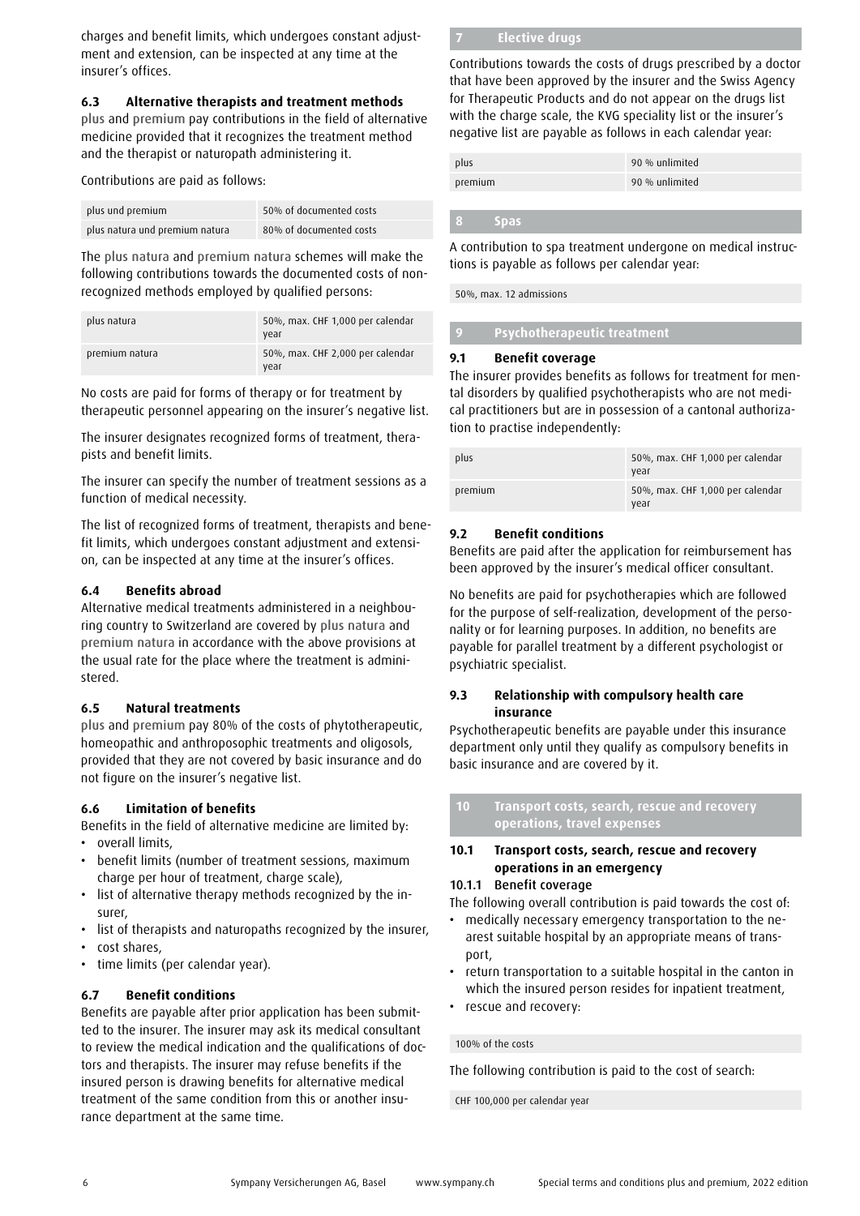charges and benefit limits, which undergoes constant adjustment and extension, can be inspected at any time at the insurer's offices.

### 6.3 Alternative therapists and treatment methods

plus and premium pay contributions in the field of alternative medicine provided that it recognizes the treatment method and the therapist or naturopath administering it.

Contributions are paid as follows:

| plus und premium | 50% of documented costs |
|---|---|
| plus natura und premium natura | 80% of documented costs |

The plus natura and premium natura schemes will make the following contributions towards the documented costs of non-recognized methods employed by qualified persons:

| plus natura | 50%, max. CHF 1,000 per calendar year |
|---|---|
| premium natura | 50%, max. CHF 2,000 per calendar year |

No costs are paid for forms of therapy or for treatment by therapeutic personnel appearing on the insurer's negative list.

The insurer designates recognized forms of treatment, therapists and benefit limits.

The insurer can specify the number of treatment sessions as a function of medical necessity.

The list of recognized forms of treatment, therapists and benefit limits, which undergoes constant adjustment and extension, can be inspected at any time at the insurer's offices.

### 6.4 Benefits abroad

Alternative medical treatments administered in a neighbouring country to Switzerland are covered by plus natura and premium natura in accordance with the above provisions at the usual rate for the place where the treatment is administered.

### 6.5 Natural treatments

plus and premium pay 80% of the costs of phytotherapeutic, homeopathic and anthroposophic treatments and oligosols, provided that they are not covered by basic insurance and do not figure on the insurer's negative list.

### 6.6 Limitation of benefits

Benefits in the field of alternative medicine are limited by:

- overall limits,
- benefit limits (number of treatment sessions, maximum charge per hour of treatment, charge scale),
- list of alternative therapy methods recognized by the insurer,
- list of therapists and naturopaths recognized by the insurer,
- cost shares,
- time limits (per calendar year).

### 6.7 Benefit conditions

Benefits are payable after prior application has been submitted to the insurer. The insurer may ask its medical consultant to review the medical indication and the qualifications of doctors and therapists. The insurer may refuse benefits if the insured person is drawing benefits for alternative medical treatment of the same condition from this or another insurance department at the same time.

## 7 Elective drugs

Contributions towards the costs of drugs prescribed by a doctor that have been approved by the insurer and the Swiss Agency for Therapeutic Products and do not appear on the drugs list with the charge scale, the KVG speciality list or the insurer's negative list are payable as follows in each calendar year:

| plus | 90 % unlimited |
|---|---|
| premium | 90 % unlimited |

## 8 Spas

A contribution to spa treatment undergone on medical instructions is payable as follows per calendar year:

| 50%, max. 12 admissions |
|---|

## 9 Psychotherapeutic treatment

### 9.1 Benefit coverage

The insurer provides benefits as follows for treatment for mental disorders by qualified psychotherapists who are not medical practitioners but are in possession of a cantonal authorization to practise independently:

| plus | 50%, max. CHF 1,000 per calendar year |
|---|---|
| premium | 50%, max. CHF 1,000 per calendar year |

### 9.2 Benefit conditions

Benefits are paid after the application for reimbursement has been approved by the insurer's medical officer consultant.

No benefits are paid for psychotherapies which are followed for the purpose of self-realization, development of the personality or for learning purposes. In addition, no benefits are payable for parallel treatment by a different psychologist or psychiatric specialist.

### 9.3 Relationship with compulsory health care insurance

Psychotherapeutic benefits are payable under this insurance department only until they qualify as compulsory benefits in basic insurance and are covered by it.

## 10 Transport costs, search, rescue and recovery operations, travel expenses

### 10.1 Transport costs, search, rescue and recovery operations in an emergency

#### 10.1.1 Benefit coverage

The following overall contribution is paid towards the cost of:

- medically necessary emergency transportation to the nearest suitable hospital by an appropriate means of transport,
- return transportation to a suitable hospital in the canton in which the insured person resides for inpatient treatment,
- rescue and recovery:

| 100% of the costs |
|---|

The following contribution is paid to the cost of search:

| CHF 100,000 per calendar year |
|---|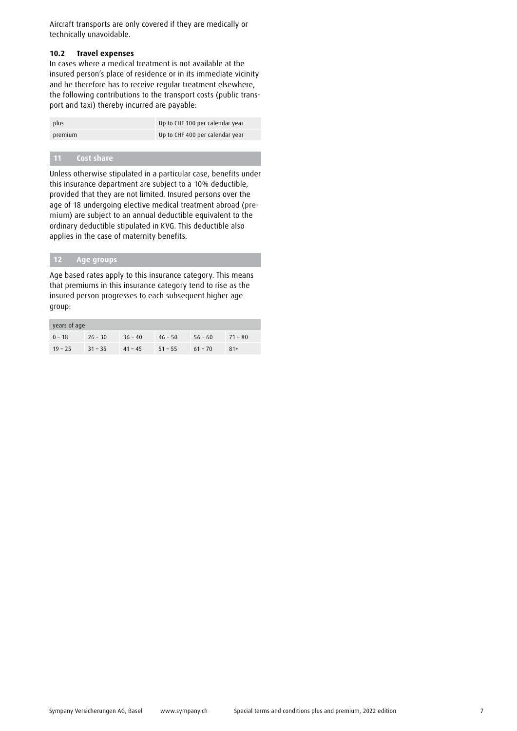Aircraft transports are only covered if they are medically or technically unavoidable.

### 10.2 Travel expenses

In cases where a medical treatment is not available at the insured person's place of residence or in its immediate vicinity and he therefore has to receive regular treatment elsewhere, the following contributions to the transport costs (public transport and taxi) thereby incurred are payable:

| | |
|---|---|
| plus | Up to CHF 100 per calendar year |
| premium | Up to CHF 400 per calendar year |

## 11 Cost share

Unless otherwise stipulated in a particular case, benefits under this insurance department are subject to a 10% deductible, provided that they are not limited. Insured persons over the age of 18 undergoing elective medical treatment abroad (premium) are subject to an annual deductible equivalent to the ordinary deductible stipulated in KVG. This deductible also applies in the case of maternity benefits.

## 12 Age groups

Age based rates apply to this insurance category. This means that premiums in this insurance category tend to rise as the insured person progresses to each subsequent higher age group:

| years of age | | | | | |
|---|---|---|---|---|---|
| 0 – 18 | 26 – 30 | 36 – 40 | 46 – 50 | 56 – 60 | 71 – 80 |
| 19 – 25 | 31 – 35 | 41 – 45 | 51 – 55 | 61 – 70 | 81+ |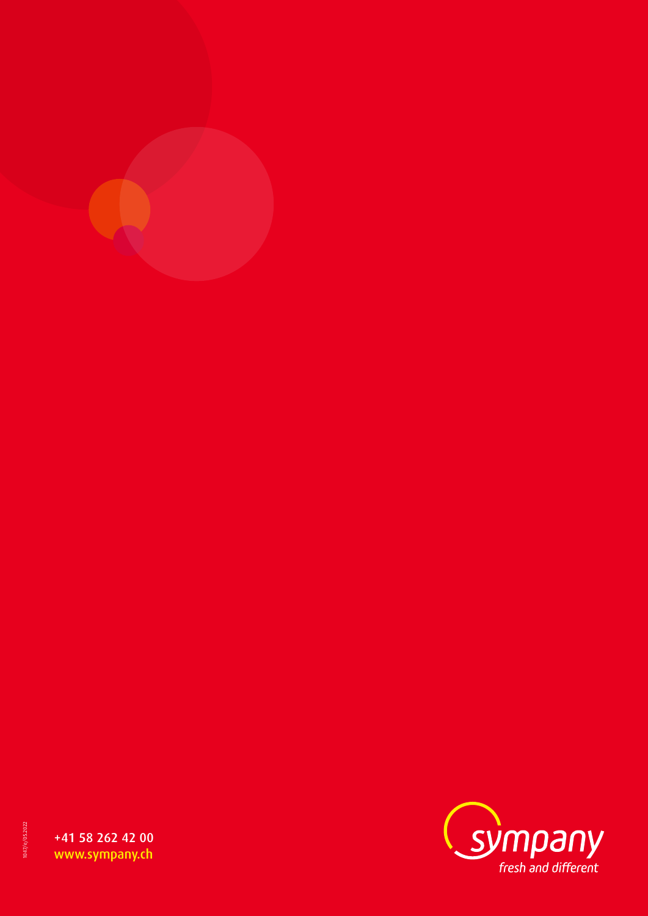1047/e/05.2022

+41 58 262 42 00
www.sympany.ch

sympany
fresh and different